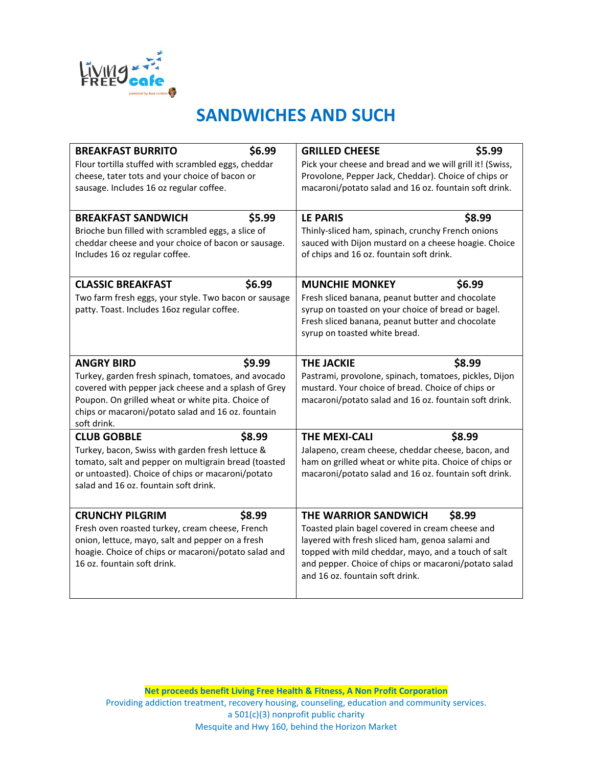Living FREE cafe
powered by Java Junkies

# SANDWICHES AND SUCH

| | |
|---|---|
| **BREAKFAST BURRITO** **$6.99**<br>Flour tortilla stuffed with scrambled eggs, cheddar cheese, tater tots and your choice of bacon or sausage. Includes 16 oz regular coffee. | **GRILLED CHEESE** **$5.99**<br>Pick your cheese and bread and we will grill it! (Swiss, Provolone, Pepper Jack, Cheddar). Choice of chips or macaroni/potato salad and 16 oz. fountain soft drink. |
| **BREAKFAST SANDWICH** **$5.99**<br>Brioche bun filled with scrambled eggs, a slice of cheddar cheese and your choice of bacon or sausage. Includes 16 oz regular coffee. | **LE PARIS** **$8.99**<br>Thinly-sliced ham, spinach, crunchy French onions sauced with Dijon mustard on a cheese hoagie. Choice of chips and 16 oz. fountain soft drink. |
| **CLASSIC BREAKFAST** **$6.99**<br>Two farm fresh eggs, your style. Two bacon or sausage patty. Toast. Includes 16oz regular coffee. | **MUNCHIE MONKEY** **$6.99**<br>Fresh sliced banana, peanut butter and chocolate syrup on toasted on your choice of bread or bagel. Fresh sliced banana, peanut butter and chocolate syrup on toasted white bread. |
| **ANGRY BIRD** **$9.99**<br>Turkey, garden fresh spinach, tomatoes, and avocado covered with pepper jack cheese and a splash of Grey Poupon. On grilled wheat or white pita. Choice of chips or macaroni/potato salad and 16 oz. fountain soft drink. | **THE JACKIE** **$8.99**<br>Pastrami, provolone, spinach, tomatoes, pickles, Dijon mustard. Your choice of bread. Choice of chips or macaroni/potato salad and 16 oz. fountain soft drink. |
| **CLUB GOBBLE** **$8.99**<br>Turkey, bacon, Swiss with garden fresh lettuce & tomato, salt and pepper on multigrain bread (toasted or untoasted). Choice of chips or macaroni/potato salad and 16 oz. fountain soft drink. | **THE MEXI-CALI** **$8.99**<br>Jalapeno, cream cheese, cheddar cheese, bacon, and ham on grilled wheat or white pita. Choice of chips or macaroni/potato salad and 16 oz. fountain soft drink. |
| **CRUNCHY PILGRIM** **$8.99**<br>Fresh oven roasted turkey, cream cheese, French onion, lettuce, mayo, salt and pepper on a fresh hoagie. Choice of chips or macaroni/potato salad and 16 oz. fountain soft drink. | **THE WARRIOR SANDWICH** **$8.99**<br>Toasted plain bagel covered in cream cheese and layered with fresh sliced ham, genoa salami and topped with mild cheddar, mayo, and a touch of salt and pepper. Choice of chips or macaroni/potato salad and 16 oz. fountain soft drink. |

**Net proceeds benefit Living Free Health & Fitness, A Non Profit Corporation**
Providing addiction treatment, recovery housing, counseling, education and community services.
a 501(c)(3) nonprofit public charity
Mesquite and Hwy 160, behind the Horizon Market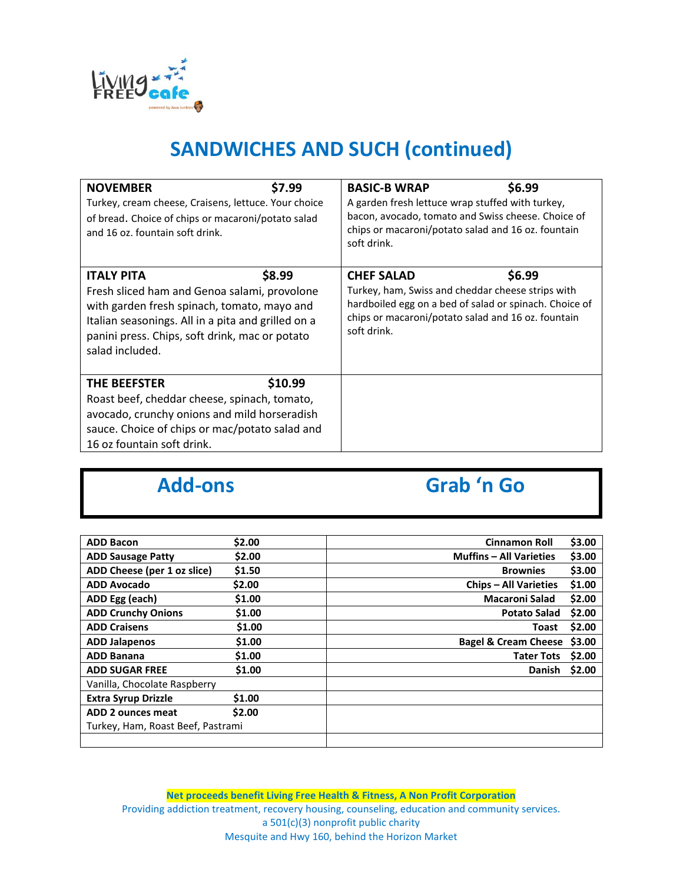# SANDWICHES AND SUCH (continued)

| | |
|---|---|
| **NOVEMBER** **$7.99**<br>Turkey, cream cheese, Craisens, lettuce. Your choice of bread. Choice of chips or macaroni/potato salad and 16 oz. fountain soft drink. | **BASIC-B WRAP** **$6.99**<br>A garden fresh lettuce wrap stuffed with turkey, bacon, avocado, tomato and Swiss cheese. Choice of chips or macaroni/potato salad and 16 oz. fountain soft drink. |
| **ITALY PITA** **$8.99**<br>Fresh sliced ham and Genoa salami, provolone with garden fresh spinach, tomato, mayo and Italian seasonings. All in a pita and grilled on a panini press. Chips, soft drink, mac or potato salad included. | **CHEF SALAD** **$6.99**<br>Turkey, ham, Swiss and cheddar cheese strips with hardboiled egg on a bed of salad or spinach. Choice of chips or macaroni/potato salad and 16 oz. fountain soft drink. |
| **THE BEEFSTER** **$10.99**<br>Roast beef, cheddar cheese, spinach, tomato, avocado, crunchy onions and mild horseradish sauce. Choice of chips or mac/potato salad and 16 oz fountain soft drink. | |

## Add-ons

| Item | Price |
|---|---|
| **ADD Bacon** | **$2.00** |
| **ADD Sausage Patty** | **$2.00** |
| **ADD Cheese (per 1 oz slice)** | **$1.50** |
| **ADD Avocado** | **$2.00** |
| **ADD Egg (each)** | **$1.00** |
| **ADD Crunchy Onions** | **$1.00** |
| **ADD Craisens** | **$1.00** |
| **ADD Jalapenos** | **$1.00** |
| **ADD Banana** | **$1.00** |
| **ADD SUGAR FREE** | **$1.00** |
| Vanilla, Chocolate Raspberry | |
| **Extra Syrup Drizzle** | **$1.00** |
| **ADD 2 ounces meat** | **$2.00** |
| Turkey, Ham, Roast Beef, Pastrami | |

## Grab 'n Go

| Item | Price |
|---|---|
| **Cinnamon Roll** | **$3.00** |
| **Muffins – All Varieties** | **$3.00** |
| **Brownies** | **$3.00** |
| **Chips – All Varieties** | **$1.00** |
| **Macaroni Salad** | **$2.00** |
| **Potato Salad** | **$2.00** |
| **Toast** | **$2.00** |
| **Bagel & Cream Cheese** | **$3.00** |
| **Tater Tots** | **$2.00** |
| **Danish** | **$2.00** |

**Net proceeds benefit Living Free Health & Fitness, A Non Profit Corporation**

Providing addiction treatment, recovery housing, counseling, education and community services.

a 501(c)(3) nonprofit public charity

Mesquite and Hwy 160, behind the Horizon Market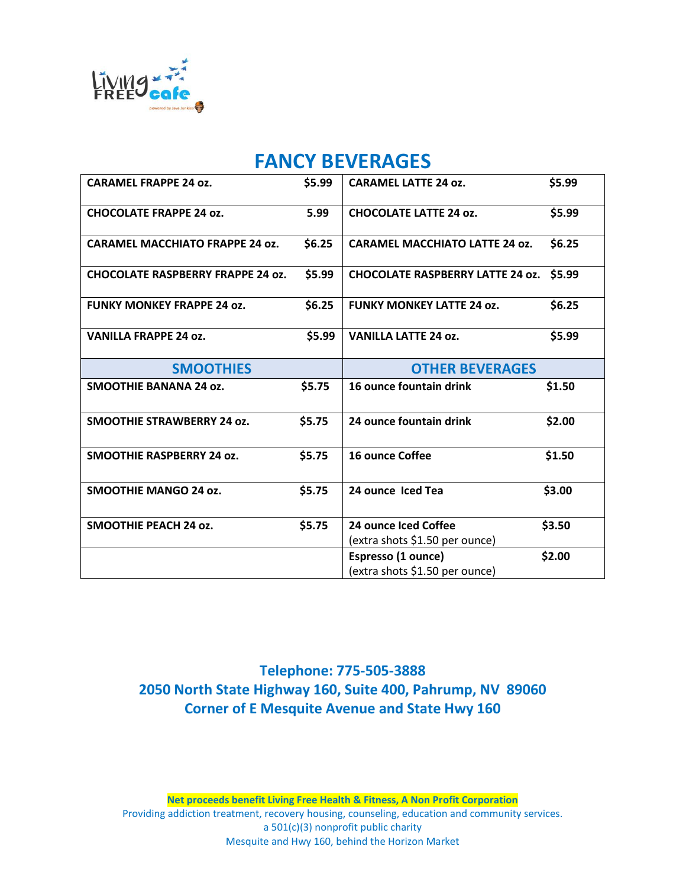# FANCY BEVERAGES

| | | | |
|---|---|---|---|
| **CARAMEL FRAPPE 24 oz.** | **$5.99** | **CARAMEL LATTE 24 oz.** | **$5.99** |
| **CHOCOLATE FRAPPE 24 oz.** | **5.99** | **CHOCOLATE LATTE 24 oz.** | **$5.99** |
| **CARAMEL MACCHIATO FRAPPE 24 oz.** | **$6.25** | **CARAMEL MACCHIATO LATTE 24 oz.** | **$6.25** |
| **CHOCOLATE RASPBERRY FRAPPE 24 oz.** | **$5.99** | **CHOCOLATE RASPBERRY LATTE 24 oz.** | **$5.99** |
| **FUNKY MONKEY FRAPPE 24 oz.** | **$6.25** | **FUNKY MONKEY LATTE 24 oz.** | **$6.25** |
| **VANILLA FRAPPE 24 oz.** | **$5.99** | **VANILLA LATTE 24 oz.** | **$5.99** |
| **SMOOTHIES** | | **OTHER BEVERAGES** | |
| **SMOOTHIE BANANA 24 oz.** | **$5.75** | **16 ounce fountain drink** | **$1.50** |
| **SMOOTHIE STRAWBERRY 24 oz.** | **$5.75** | **24 ounce fountain drink** | **$2.00** |
| **SMOOTHIE RASPBERRY 24 oz.** | **$5.75** | **16 ounce Coffee** | **$1.50** |
| **SMOOTHIE MANGO 24 oz.** | **$5.75** | **24 ounce Iced Tea** | **$3.00** |
| **SMOOTHIE PEACH 24 oz.** | **$5.75** | **24 ounce Iced Coffee** (extra shots $1.50 per ounce) | **$3.50** |
| | | **Espresso (1 ounce)** (extra shots $1.50 per ounce) | **$2.00** |

**Telephone: 775-505-3888**
**2050 North State Highway 160, Suite 400, Pahrump, NV 89060**
**Corner of E Mesquite Avenue and State Hwy 160**

**Net proceeds benefit Living Free Health & Fitness, A Non Profit Corporation**
Providing addiction treatment, recovery housing, counseling, education and community services.
a 501(c)(3) nonprofit public charity
Mesquite and Hwy 160, behind the Horizon Market